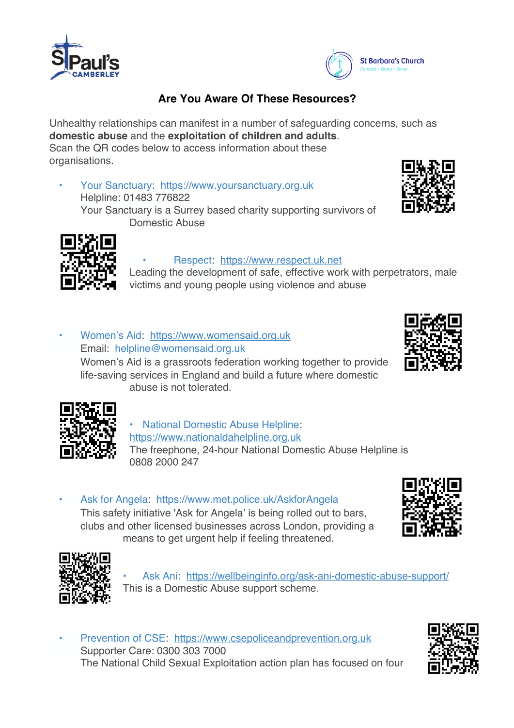St Paul's CAMBERLEY

St Barbara's Church
Connect • Grow • Serve

## Are You Aware Of These Resources?

Unhealthy relationships can manifest in a number of safeguarding concerns, such as **domestic abuse** and the **exploitation of children and adults**.
Scan the QR codes below to access information about these organisations.

- Your Sanctuary: https://www.yoursanctuary.org.uk
  Helpline: 01483 776822
  Your Sanctuary is a Surrey based charity supporting survivors of Domestic Abuse

- Respect: https://www.respect.uk.net
  Leading the development of safe, effective work with perpetrators, male victims and young people using violence and abuse

- Women's Aid: https://www.womensaid.org.uk
  Email: helpline@womensaid.org.uk
  Women's Aid is a grassroots federation working together to provide life-saving services in England and build a future where domestic abuse is not tolerated.

- National Domestic Abuse Helpline: https://www.nationaldahelpline.org.uk
  The freephone, 24-hour National Domestic Abuse Helpline is 0808 2000 247

- Ask for Angela: https://www.met.police.uk/AskforAngela
  This safety initiative 'Ask for Angela' is being rolled out to bars, clubs and other licensed businesses across London, providing a means to get urgent help if feeling threatened.

- Ask Ani: https://wellbeinginfo.org/ask-ani-domestic-abuse-support/
  This is a Domestic Abuse support scheme.

- Prevention of CSE: https://www.csepoliceandprevention.org.uk
  Supporter Care: 0300 303 7000
  The National Child Sexual Exploitation action plan has focused on four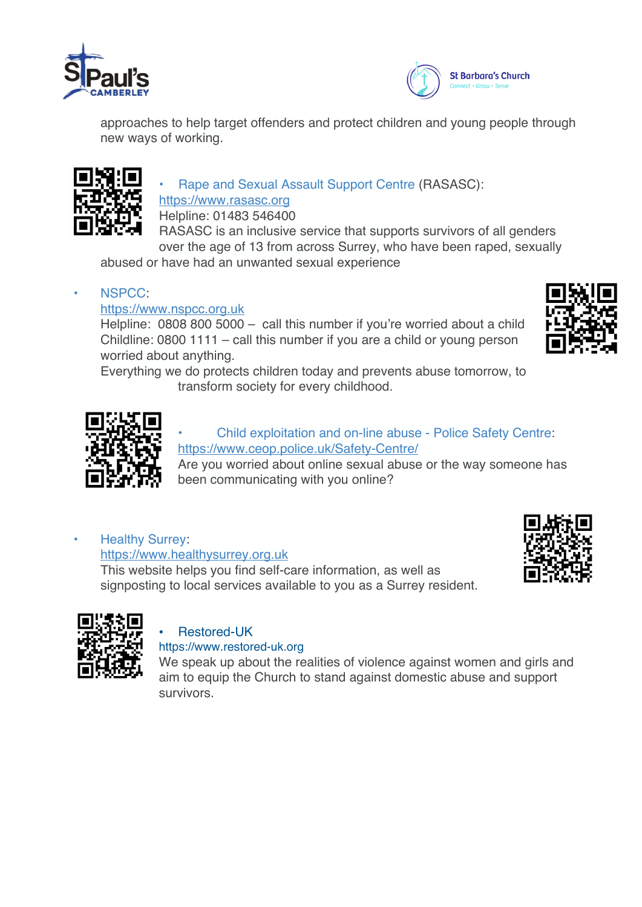approaches to help target offenders and protect children and young people through new ways of working.

- Rape and Sexual Assault Support Centre (RASASC):
  https://www.rasasc.org
  Helpline: 01483 546400
  RASASC is an inclusive service that supports survivors of all genders over the age of 13 from across Surrey, who have been raped, sexually abused or have had an unwanted sexual experience

- NSPCC:
  https://www.nspcc.org.uk
  Helpline: 0808 800 5000 – call this number if you're worried about a child
  Childline: 0800 1111 – call this number if you are a child or young person worried about anything.
  Everything we do protects children today and prevents abuse tomorrow, to transform society for every childhood.

- Child exploitation and on-line abuse - Police Safety Centre:
  https://www.ceop.police.uk/Safety-Centre/
  Are you worried about online sexual abuse or the way someone has been communicating with you online?

- Healthy Surrey:
  https://www.healthysurrey.org.uk
  This website helps you find self-care information, as well as signposting to local services available to you as a Surrey resident.

- Restored-UK
  https://www.restored-uk.org
  We speak up about the realities of violence against women and girls and aim to equip the Church to stand against domestic abuse and support survivors.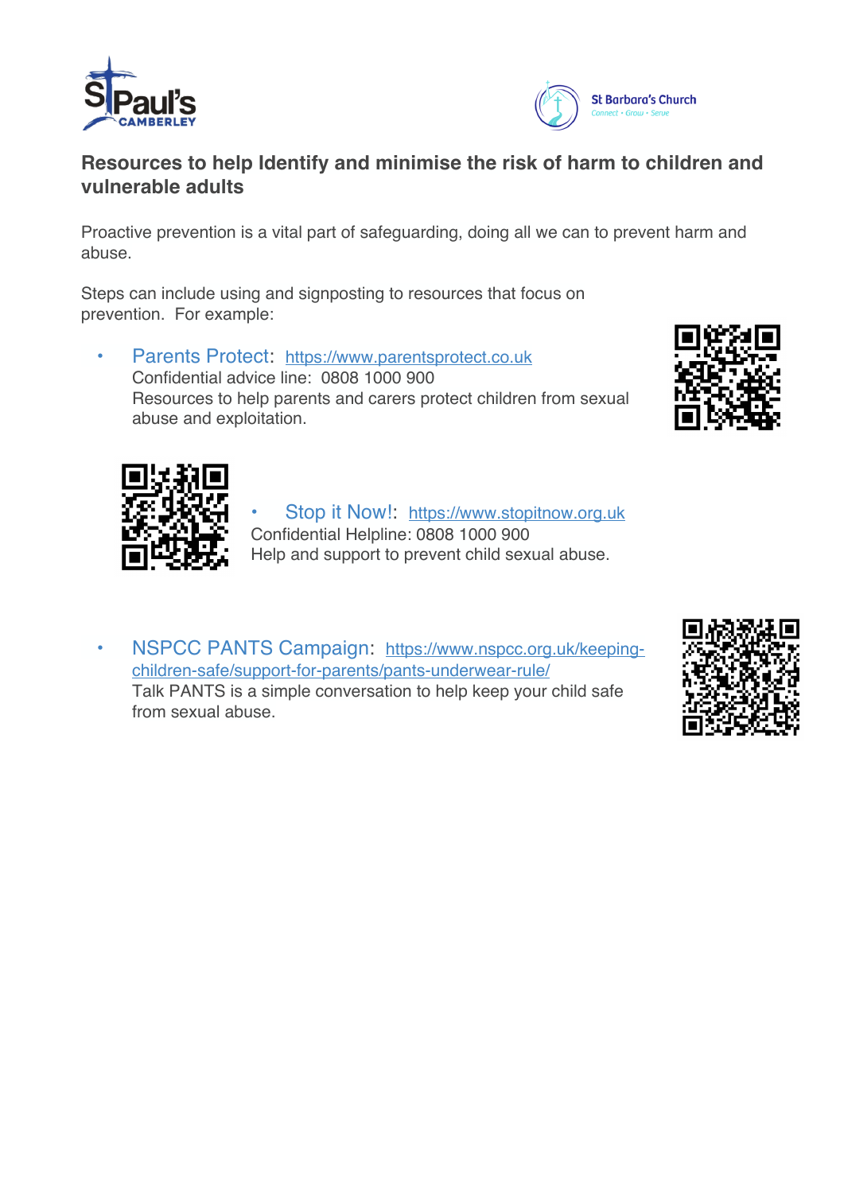St Paul's CAMBERLEY

St Barbara's Church
Connect • Grow • Serve

## Resources to help Identify and minimise the risk of harm to children and vulnerable adults

Proactive prevention is a vital part of safeguarding, doing all we can to prevent harm and abuse.

Steps can include using and signposting to resources that focus on prevention. For example:

- Parents Protect: https://www.parentsprotect.co.uk
  Confidential advice line: 0808 1000 900
  Resources to help parents and carers protect children from sexual abuse and exploitation.

- Stop it Now!: https://www.stopitnow.org.uk
  Confidential Helpline: 0808 1000 900
  Help and support to prevent child sexual abuse.

- NSPCC PANTS Campaign: https://www.nspcc.org.uk/keeping-children-safe/support-for-parents/pants-underwear-rule/
  Talk PANTS is a simple conversation to help keep your child safe from sexual abuse.